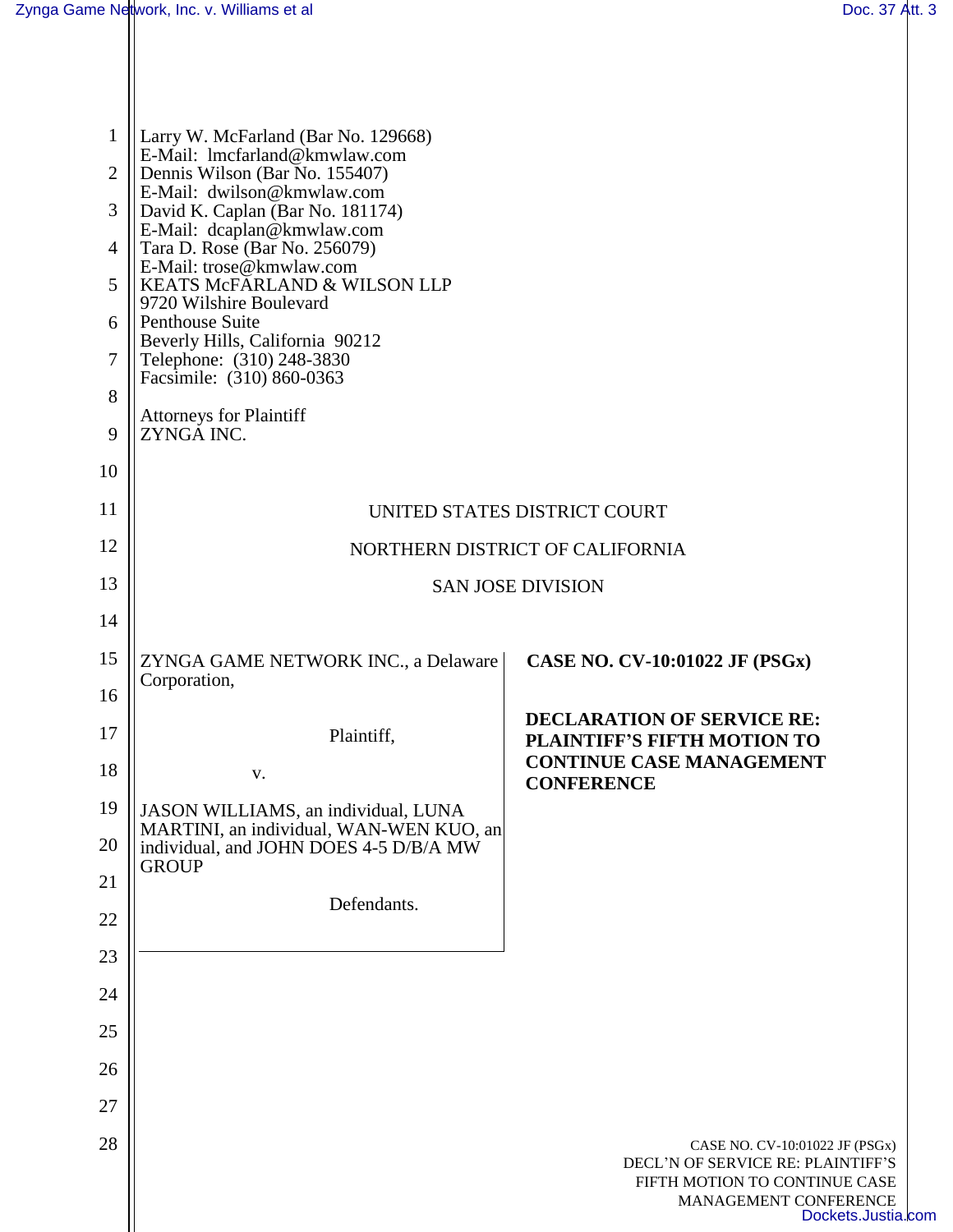Larry W. McFarland (Bar No. 129668)
E-Mail: lmcfarland@kmwlaw.com
Dennis Wilson (Bar No. 155407)
E-Mail: dwilson@kmwlaw.com
David K. Caplan (Bar No. 181174)
E-Mail: dcaplan@kmwlaw.com
Tara D. Rose (Bar No. 256079)
E-Mail: trose@kmwlaw.com
KEATS McFARLAND & WILSON LLP
9720 Wilshire Boulevard
Penthouse Suite
Beverly Hills, California 90212
Telephone: (310) 248-3830
Facsimile: (310) 860-0363

Attorneys for Plaintiff
ZYNGA INC.

UNITED STATES DISTRICT COURT

NORTHERN DISTRICT OF CALIFORNIA

SAN JOSE DIVISION

ZYNGA GAME NETWORK INC., a Delaware Corporation,

Plaintiff,

v.

JASON WILLIAMS, an individual, LUNA MARTINI, an individual, WAN-WEN KUO, an individual, and JOHN DOES 4-5 D/B/A MW GROUP

Defendants.

**CASE NO. CV-10:01022 JF (PSGx)**

**DECLARATION OF SERVICE RE: PLAINTIFF'S FIFTH MOTION TO CONTINUE CASE MANAGEMENT CONFERENCE**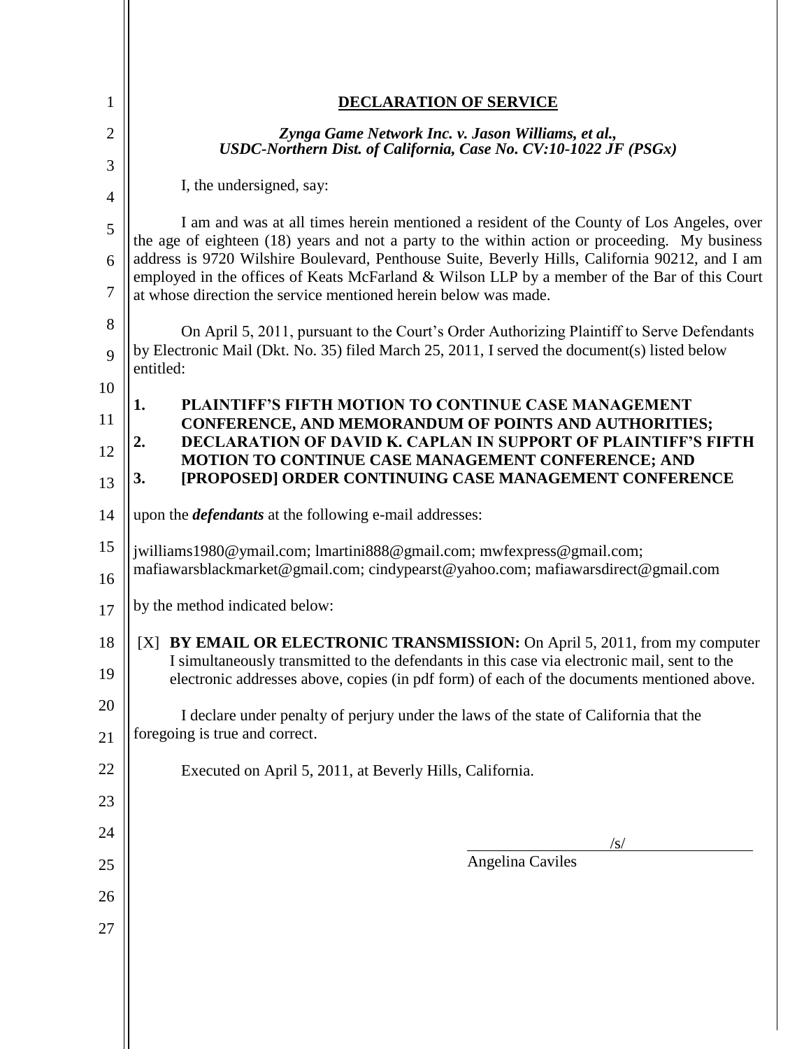# DECLARATION OF SERVICE

***Zynga Game Network Inc. v. Jason Williams, et al., USDC-Northern Dist. of California, Case No. CV:10-1022 JF (PSGx)***

I, the undersigned, say:

I am and was at all times herein mentioned a resident of the County of Los Angeles, over the age of eighteen (18) years and not a party to the within action or proceeding. My business address is 9720 Wilshire Boulevard, Penthouse Suite, Beverly Hills, California 90212, and I am employed in the offices of Keats McFarland & Wilson LLP by a member of the Bar of this Court at whose direction the service mentioned herein below was made.

On April 5, 2011, pursuant to the Court's Order Authorizing Plaintiff to Serve Defendants by Electronic Mail (Dkt. No. 35) filed March 25, 2011, I served the document(s) listed below entitled:

1. **PLAINTIFF'S FIFTH MOTION TO CONTINUE CASE MANAGEMENT CONFERENCE, AND MEMORANDUM OF POINTS AND AUTHORITIES;**
2. **DECLARATION OF DAVID K. CAPLAN IN SUPPORT OF PLAINTIFF'S FIFTH MOTION TO CONTINUE CASE MANAGEMENT CONFERENCE; AND**
3. **[PROPOSED] ORDER CONTINUING CASE MANAGEMENT CONFERENCE**

upon the ***defendants*** at the following e-mail addresses:

jwilliams1980@ymail.com; lmartini888@gmail.com; mwfexpress@gmail.com; mafiawarsblackmarket@gmail.com; cindypearst@yahoo.com; mafiawarsdirect@gmail.com

by the method indicated below:

[X] **BY EMAIL OR ELECTRONIC TRANSMISSION:** On April 5, 2011, from my computer I simultaneously transmitted to the defendants in this case via electronic mail, sent to the electronic addresses above, copies (in pdf form) of each of the documents mentioned above.

I declare under penalty of perjury under the laws of the state of California that the foregoing is true and correct.

Executed on April 5, 2011, at Beverly Hills, California.

/s/
Angelina Caviles